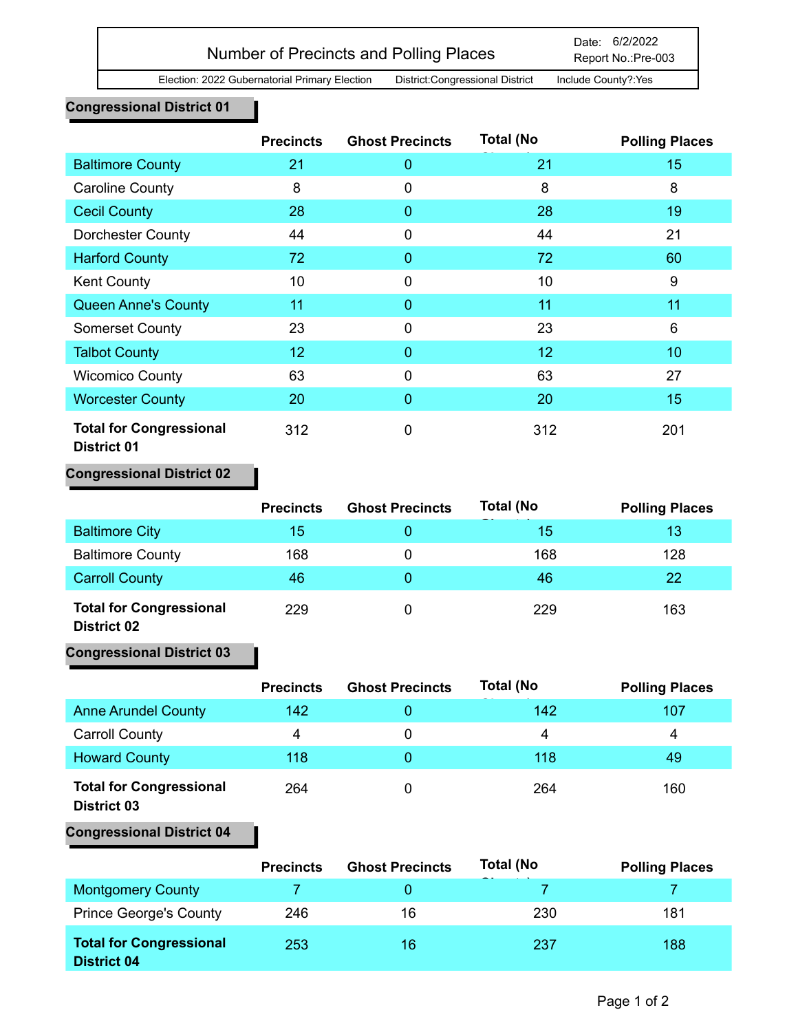# Number of Precincts and Polling Places

Date: 6/2/2022
Report No.:Pre-003

Election: 2022 Gubernatorial Primary Election District:Congressional District Include County?:Yes

## Congressional District 01

| | Precincts | Ghost Precincts | Total (No Ghosts) | Polling Places |
|---|---|---|---|---|
| Baltimore County | 21 | 0 | 21 | 15 |
| Caroline County | 8 | 0 | 8 | 8 |
| Cecil County | 28 | 0 | 28 | 19 |
| Dorchester County | 44 | 0 | 44 | 21 |
| Harford County | 72 | 0 | 72 | 60 |
| Kent County | 10 | 0 | 10 | 9 |
| Queen Anne's County | 11 | 0 | 11 | 11 |
| Somerset County | 23 | 0 | 23 | 6 |
| Talbot County | 12 | 0 | 12 | 10 |
| Wicomico County | 63 | 0 | 63 | 27 |
| Worcester County | 20 | 0 | 20 | 15 |
| **Total for Congressional District 01** | 312 | 0 | 312 | 201 |

## Congressional District 02

| | Precincts | Ghost Precincts | Total (No Ghosts) | Polling Places |
|---|---|---|---|---|
| Baltimore City | 15 | 0 | 15 | 13 |
| Baltimore County | 168 | 0 | 168 | 128 |
| Carroll County | 46 | 0 | 46 | 22 |
| **Total for Congressional District 02** | 229 | 0 | 229 | 163 |

## Congressional District 03

| | Precincts | Ghost Precincts | Total (No Ghosts) | Polling Places |
|---|---|---|---|---|
| Anne Arundel County | 142 | 0 | 142 | 107 |
| Carroll County | 4 | 0 | 4 | 4 |
| Howard County | 118 | 0 | 118 | 49 |
| **Total for Congressional District 03** | 264 | 0 | 264 | 160 |

## Congressional District 04

| | Precincts | Ghost Precincts | Total (No Ghosts) | Polling Places |
|---|---|---|---|---|
| Montgomery County | 7 | 0 | 7 | 7 |
| Prince George's County | 246 | 16 | 230 | 181 |
| **Total for Congressional District 04** | 253 | 16 | 237 | 188 |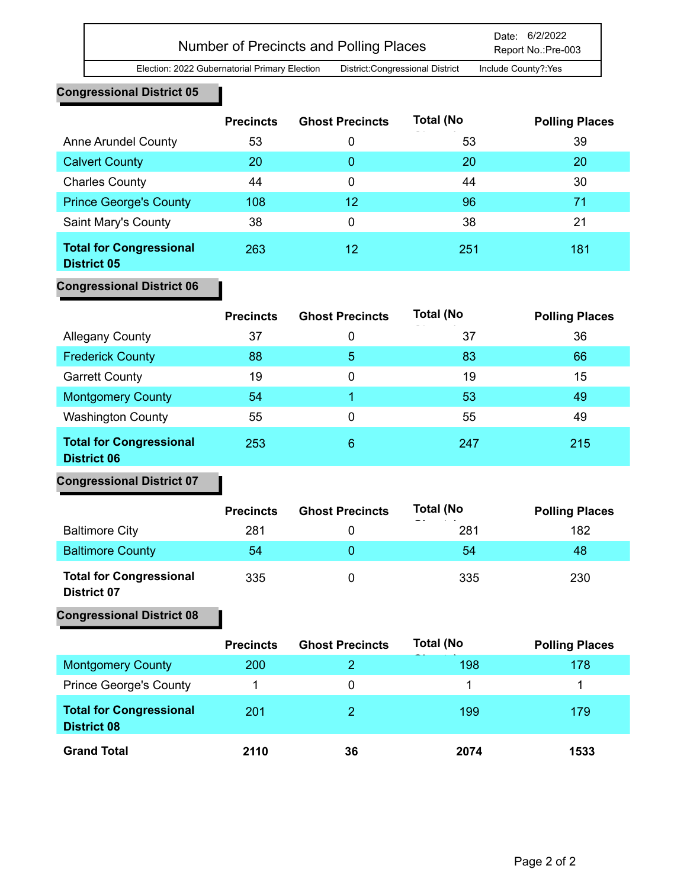# Number of Precincts and Polling Places

Date: 6/2/2022
Report No.:Pre-003

Election: 2022 Gubernatorial Primary Election District:Congressional District Include County?:Yes

## Congressional District 05

| | Precincts | Ghost Precincts | Total (No Ghosts) | Polling Places |
|---|---|---|---|---|
| Anne Arundel County | 53 | 0 | 53 | 39 |
| Calvert County | 20 | 0 | 20 | 20 |
| Charles County | 44 | 0 | 44 | 30 |
| Prince George's County | 108 | 12 | 96 | 71 |
| Saint Mary's County | 38 | 0 | 38 | 21 |
| **Total for Congressional District 05** | 263 | 12 | 251 | 181 |

## Congressional District 06

| | Precincts | Ghost Precincts | Total (No Ghosts) | Polling Places |
|---|---|---|---|---|
| Allegany County | 37 | 0 | 37 | 36 |
| Frederick County | 88 | 5 | 83 | 66 |
| Garrett County | 19 | 0 | 19 | 15 |
| Montgomery County | 54 | 1 | 53 | 49 |
| Washington County | 55 | 0 | 55 | 49 |
| **Total for Congressional District 06** | 253 | 6 | 247 | 215 |

## Congressional District 07

| | Precincts | Ghost Precincts | Total (No Ghosts) | Polling Places |
|---|---|---|---|---|
| Baltimore City | 281 | 0 | 281 | 182 |
| Baltimore County | 54 | 0 | 54 | 48 |
| **Total for Congressional District 07** | 335 | 0 | 335 | 230 |

## Congressional District 08

| | Precincts | Ghost Precincts | Total (No Ghosts) | Polling Places |
|---|---|---|---|---|
| Montgomery County | 200 | 2 | 198 | 178 |
| Prince George's County | 1 | 0 | 1 | 1 |
| **Total for Congressional District 08** | 201 | 2 | 199 | 179 |

| | Precincts | Ghost Precincts | Total (No Ghosts) | Polling Places |
|---|---|---|---|---|
| **Grand Total** | **2110** | **36** | **2074** | **1533** |